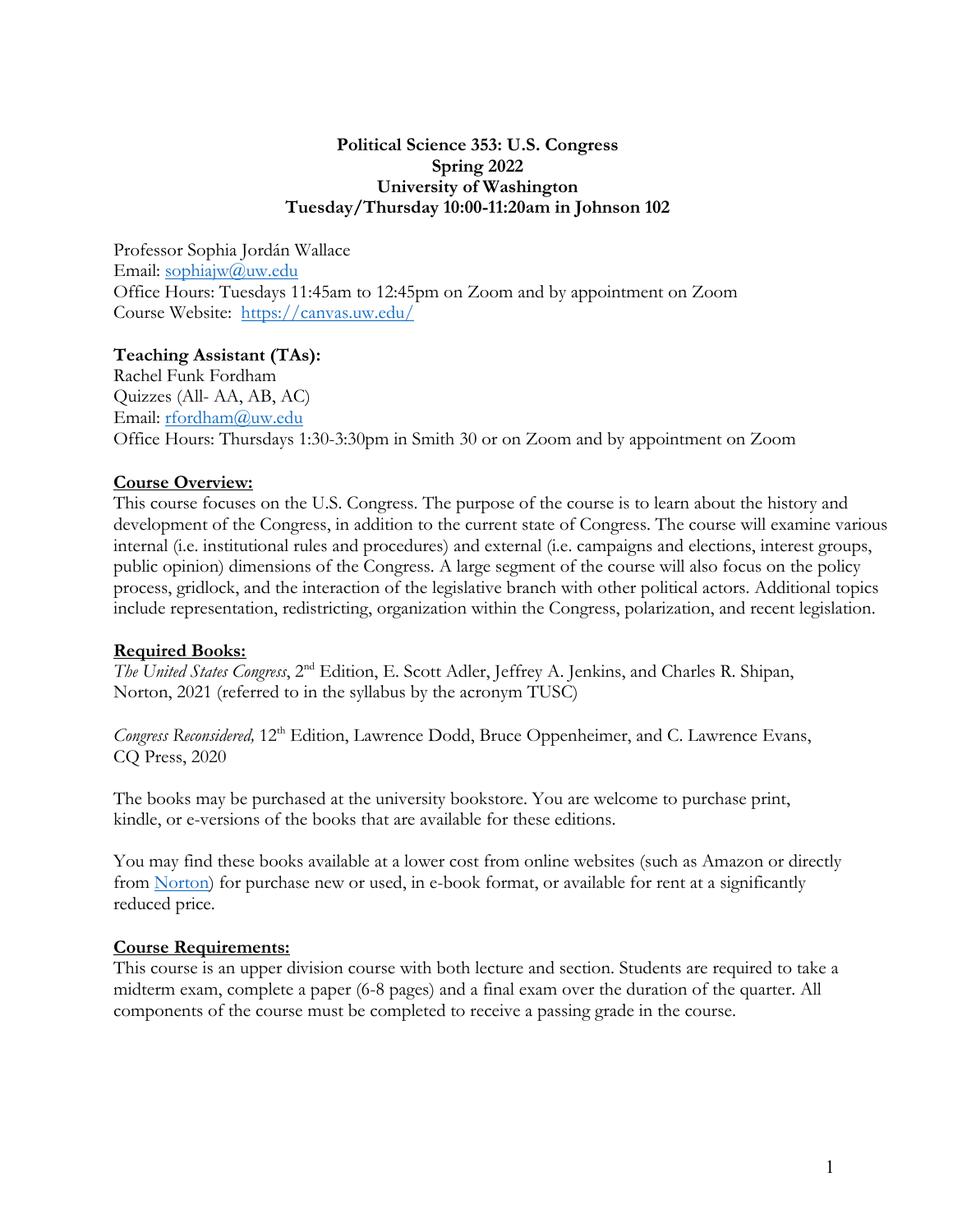**Political Science 353: U.S. Congress**
**Spring 2022**
**University of Washington**
**Tuesday/Thursday 10:00-11:20am in Johnson 102**

Professor Sophia Jordán Wallace
Email: sophiajw@uw.edu
Office Hours: Tuesdays 11:45am to 12:45pm on Zoom and by appointment on Zoom
Course Website: https://canvas.uw.edu/

**Teaching Assistant (TAs):**
Rachel Funk Fordham
Quizzes (All- AA, AB, AC)
Email: rfordham@uw.edu
Office Hours: Thursdays 1:30-3:30pm in Smith 30 or on Zoom and by appointment on Zoom

## Course Overview:

This course focuses on the U.S. Congress. The purpose of the course is to learn about the history and development of the Congress, in addition to the current state of Congress. The course will examine various internal (i.e. institutional rules and procedures) and external (i.e. campaigns and elections, interest groups, public opinion) dimensions of the Congress. A large segment of the course will also focus on the policy process, gridlock, and the interaction of the legislative branch with other political actors. Additional topics include representation, redistricting, organization within the Congress, polarization, and recent legislation.

## Required Books:

*The United States Congress*, 2nd Edition, E. Scott Adler, Jeffrey A. Jenkins, and Charles R. Shipan, Norton, 2021 (referred to in the syllabus by the acronym TUSC)

*Congress Reconsidered,* 12th Edition, Lawrence Dodd, Bruce Oppenheimer, and C. Lawrence Evans, CQ Press, 2020

The books may be purchased at the university bookstore. You are welcome to purchase print, kindle, or e-versions of the books that are available for these editions.

You may find these books available at a lower cost from online websites (such as Amazon or directly from Norton) for purchase new or used, in e-book format, or available for rent at a significantly reduced price.

## Course Requirements:

This course is an upper division course with both lecture and section. Students are required to take a midterm exam, complete a paper (6-8 pages) and a final exam over the duration of the quarter. All components of the course must be completed to receive a passing grade in the course.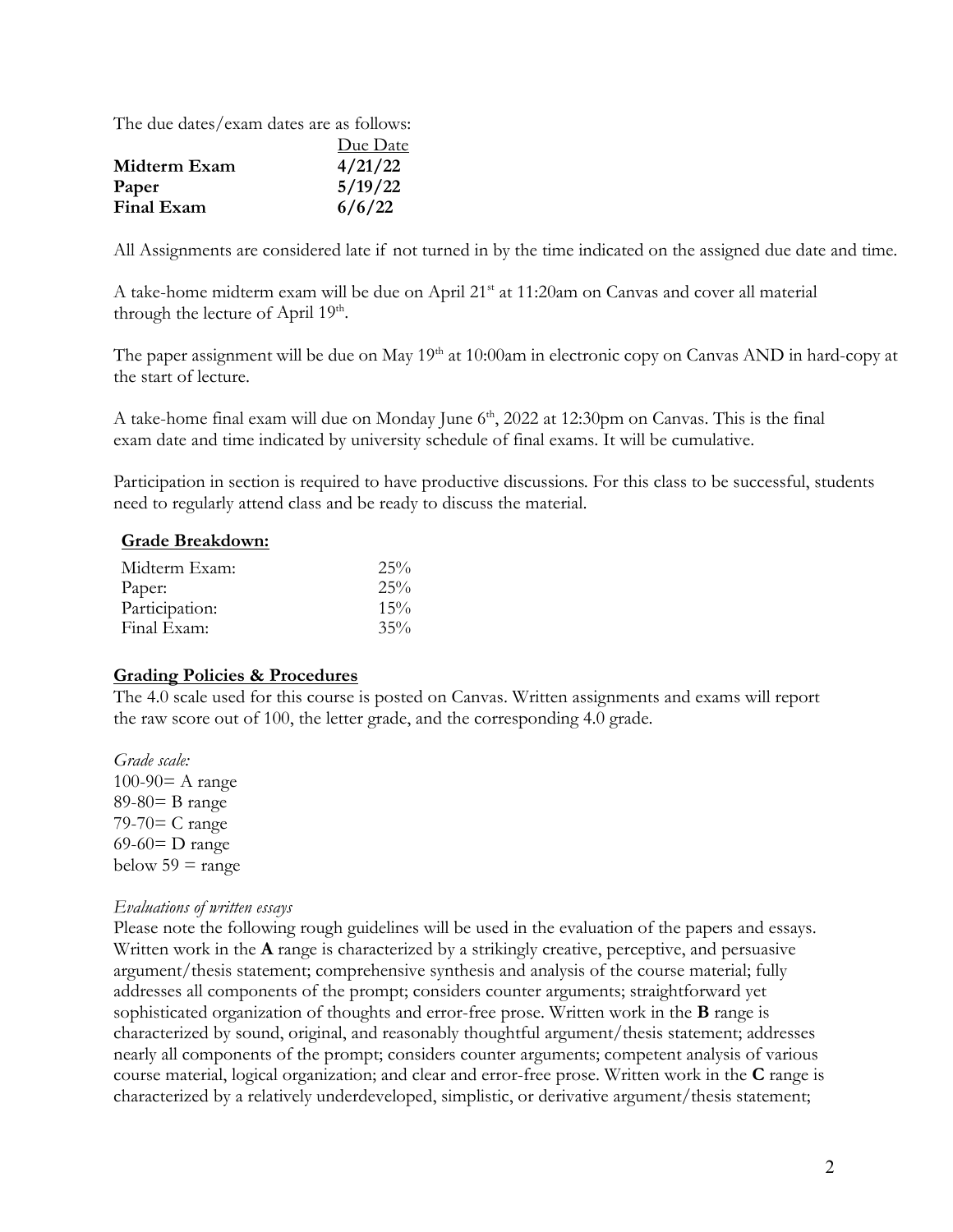The due dates/exam dates are as follows:

| | Due Date |
|---|---|
| **Midterm Exam** | **4/21/22** |
| **Paper** | **5/19/22** |
| **Final Exam** | **6/6/22** |

All Assignments are considered late if not turned in by the time indicated on the assigned due date and time.

A take-home midterm exam will be due on April 21st at 11:20am on Canvas and cover all material through the lecture of April 19th.

The paper assignment will be due on May 19th at 10:00am in electronic copy on Canvas AND in hard-copy at the start of lecture.

A take-home final exam will due on Monday June 6th, 2022 at 12:30pm on Canvas. This is the final exam date and time indicated by university schedule of final exams. It will be cumulative.

Participation in section is required to have productive discussions. For this class to be successful, students need to regularly attend class and be ready to discuss the material.

## Grade Breakdown:

| | |
|---|---|
| Midterm Exam: | 25% |
| Paper: | 25% |
| Participation: | 15% |
| Final Exam: | 35% |

## Grading Policies & Procedures

The 4.0 scale used for this course is posted on Canvas. Written assignments and exams will report the raw score out of 100, the letter grade, and the corresponding 4.0 grade.

*Grade scale:*
100-90= A range
89-80= B range
79-70= C range
69-60= D range
below 59 = range

*Evaluations of written essays*

Please note the following rough guidelines will be used in the evaluation of the papers and essays. Written work in the **A** range is characterized by a strikingly creative, perceptive, and persuasive argument/thesis statement; comprehensive synthesis and analysis of the course material; fully addresses all components of the prompt; considers counter arguments; straightforward yet sophisticated organization of thoughts and error-free prose. Written work in the **B** range is characterized by sound, original, and reasonably thoughtful argument/thesis statement; addresses nearly all components of the prompt; considers counter arguments; competent analysis of various course material, logical organization; and clear and error-free prose. Written work in the **C** range is characterized by a relatively underdeveloped, simplistic, or derivative argument/thesis statement;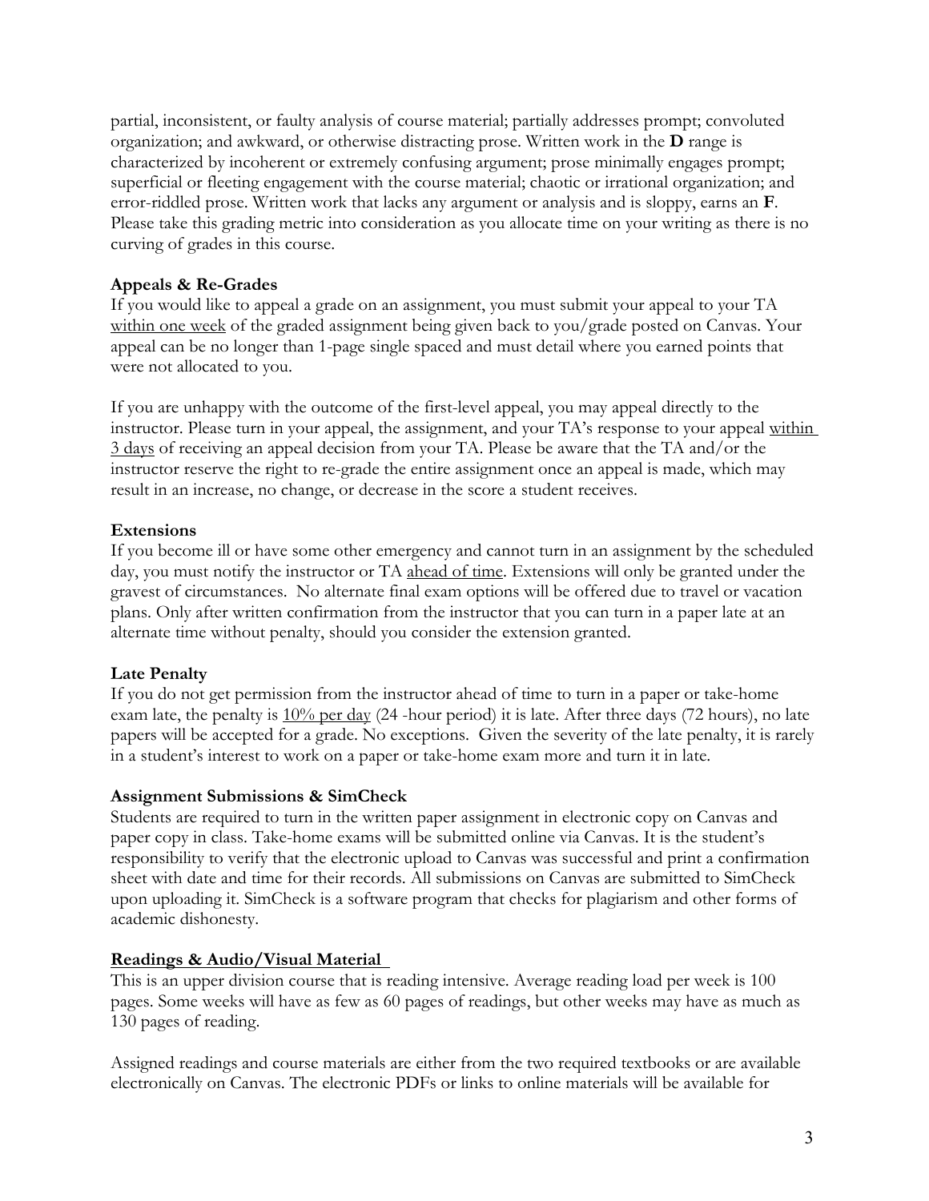partial, inconsistent, or faulty analysis of course material; partially addresses prompt; convoluted organization; and awkward, or otherwise distracting prose. Written work in the **D** range is characterized by incoherent or extremely confusing argument; prose minimally engages prompt; superficial or fleeting engagement with the course material; chaotic or irrational organization; and error-riddled prose. Written work that lacks any argument or analysis and is sloppy, earns an **F**. Please take this grading metric into consideration as you allocate time on your writing as there is no curving of grades in this course.

**Appeals & Re-Grades**

If you would like to appeal a grade on an assignment, you must submit your appeal to your TA within one week of the graded assignment being given back to you/grade posted on Canvas. Your appeal can be no longer than 1-page single spaced and must detail where you earned points that were not allocated to you.

If you are unhappy with the outcome of the first-level appeal, you may appeal directly to the instructor. Please turn in your appeal, the assignment, and your TA's response to your appeal within 3 days of receiving an appeal decision from your TA. Please be aware that the TA and/or the instructor reserve the right to re-grade the entire assignment once an appeal is made, which may result in an increase, no change, or decrease in the score a student receives.

**Extensions**

If you become ill or have some other emergency and cannot turn in an assignment by the scheduled day, you must notify the instructor or TA ahead of time. Extensions will only be granted under the gravest of circumstances. No alternate final exam options will be offered due to travel or vacation plans. Only after written confirmation from the instructor that you can turn in a paper late at an alternate time without penalty, should you consider the extension granted.

**Late Penalty**

If you do not get permission from the instructor ahead of time to turn in a paper or take-home exam late, the penalty is 10% per day (24 -hour period) it is late. After three days (72 hours), no late papers will be accepted for a grade. No exceptions. Given the severity of the late penalty, it is rarely in a student's interest to work on a paper or take-home exam more and turn it in late.

**Assignment Submissions & SimCheck**

Students are required to turn in the written paper assignment in electronic copy on Canvas and paper copy in class. Take-home exams will be submitted online via Canvas. It is the student's responsibility to verify that the electronic upload to Canvas was successful and print a confirmation sheet with date and time for their records. All submissions on Canvas are submitted to SimCheck upon uploading it. SimCheck is a software program that checks for plagiarism and other forms of academic dishonesty.

**Readings & Audio/Visual Material**

This is an upper division course that is reading intensive. Average reading load per week is 100 pages. Some weeks will have as few as 60 pages of readings, but other weeks may have as much as 130 pages of reading.

Assigned readings and course materials are either from the two required textbooks or are available electronically on Canvas. The electronic PDFs or links to online materials will be available for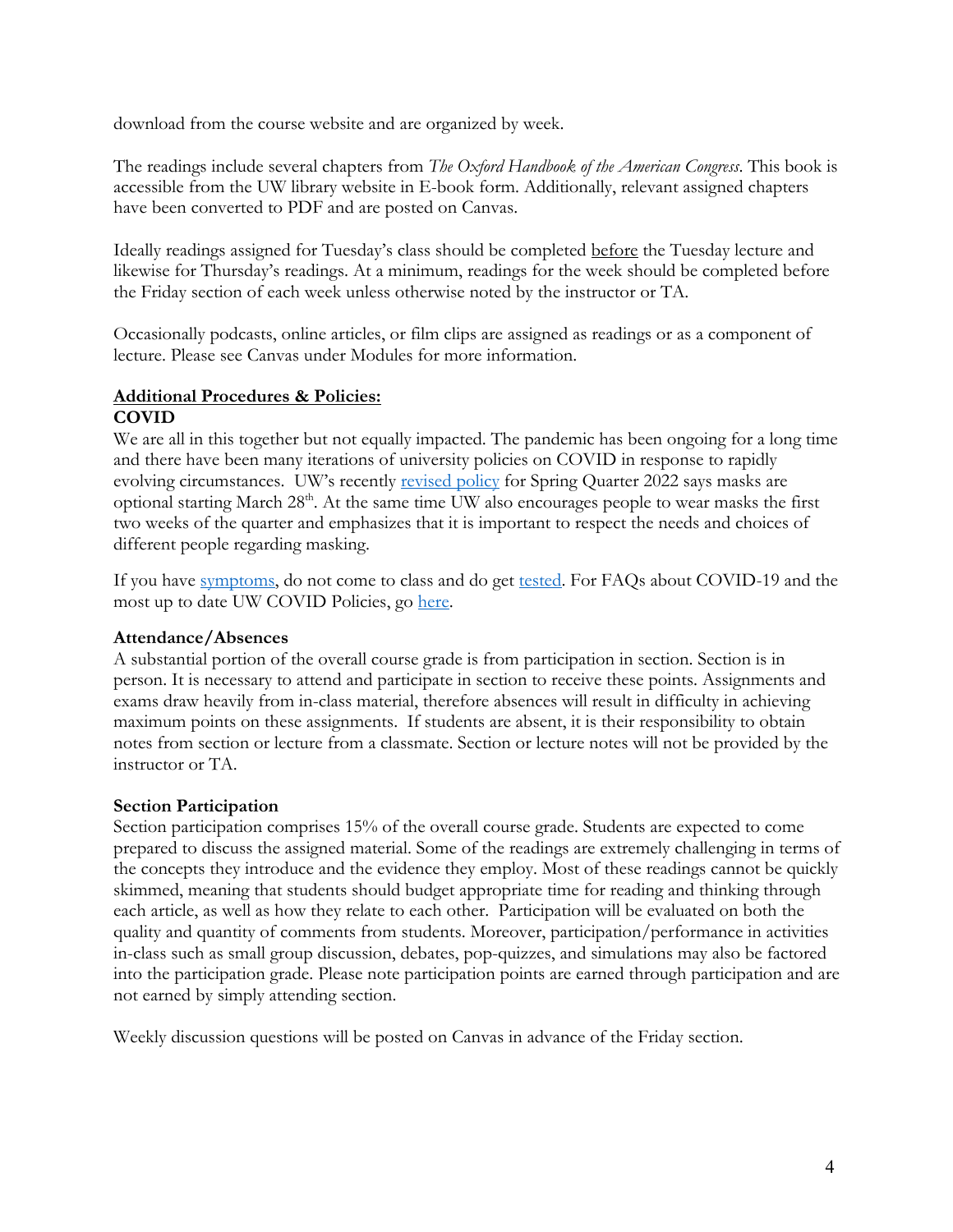download from the course website and are organized by week.

The readings include several chapters from *The Oxford Handbook of the American Congress*. This book is accessible from the UW library website in E-book form. Additionally, relevant assigned chapters have been converted to PDF and are posted on Canvas.

Ideally readings assigned for Tuesday's class should be completed before the Tuesday lecture and likewise for Thursday's readings. At a minimum, readings for the week should be completed before the Friday section of each week unless otherwise noted by the instructor or TA.

Occasionally podcasts, online articles, or film clips are assigned as readings or as a component of lecture. Please see Canvas under Modules for more information.

## Additional Procedures & Policies:

### COVID

We are all in this together but not equally impacted. The pandemic has been ongoing for a long time and there have been many iterations of university policies on COVID in response to rapidly evolving circumstances. UW's recently revised policy for Spring Quarter 2022 says masks are optional starting March 28th. At the same time UW also encourages people to wear masks the first two weeks of the quarter and emphasizes that it is important to respect the needs and choices of different people regarding masking.

If you have symptoms, do not come to class and do get tested. For FAQs about COVID-19 and the most up to date UW COVID Policies, go here.

### Attendance/Absences

A substantial portion of the overall course grade is from participation in section. Section is in person. It is necessary to attend and participate in section to receive these points. Assignments and exams draw heavily from in-class material, therefore absences will result in difficulty in achieving maximum points on these assignments. If students are absent, it is their responsibility to obtain notes from section or lecture from a classmate. Section or lecture notes will not be provided by the instructor or TA.

### Section Participation

Section participation comprises 15% of the overall course grade. Students are expected to come prepared to discuss the assigned material. Some of the readings are extremely challenging in terms of the concepts they introduce and the evidence they employ. Most of these readings cannot be quickly skimmed, meaning that students should budget appropriate time for reading and thinking through each article, as well as how they relate to each other. Participation will be evaluated on both the quality and quantity of comments from students. Moreover, participation/performance in activities in-class such as small group discussion, debates, pop-quizzes, and simulations may also be factored into the participation grade. Please note participation points are earned through participation and are not earned by simply attending section.

Weekly discussion questions will be posted on Canvas in advance of the Friday section.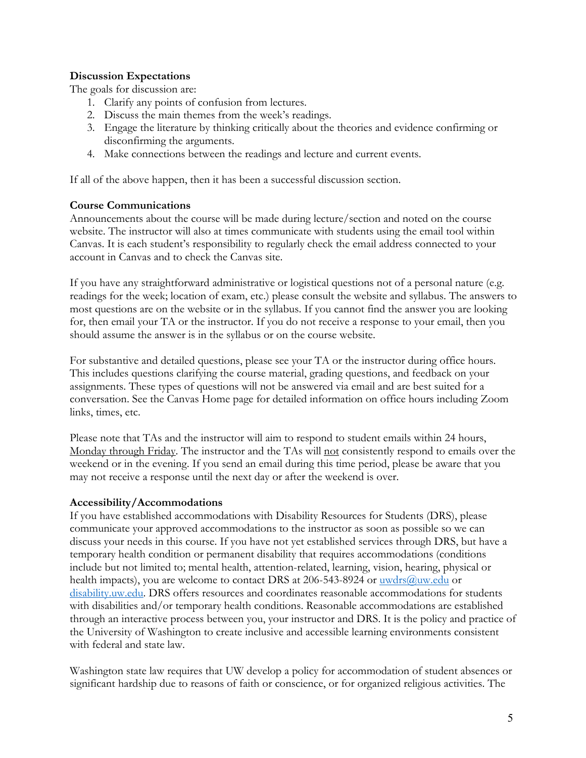**Discussion Expectations**

The goals for discussion are:

1. Clarify any points of confusion from lectures.
2. Discuss the main themes from the week's readings.
3. Engage the literature by thinking critically about the theories and evidence confirming or disconfirming the arguments.
4. Make connections between the readings and lecture and current events.

If all of the above happen, then it has been a successful discussion section.

**Course Communications**

Announcements about the course will be made during lecture/section and noted on the course website. The instructor will also at times communicate with students using the email tool within Canvas. It is each student's responsibility to regularly check the email address connected to your account in Canvas and to check the Canvas site.

If you have any straightforward administrative or logistical questions not of a personal nature (e.g. readings for the week; location of exam, etc.) please consult the website and syllabus. The answers to most questions are on the website or in the syllabus. If you cannot find the answer you are looking for, then email your TA or the instructor. If you do not receive a response to your email, then you should assume the answer is in the syllabus or on the course website.

For substantive and detailed questions, please see your TA or the instructor during office hours. This includes questions clarifying the course material, grading questions, and feedback on your assignments. These types of questions will not be answered via email and are best suited for a conversation. See the Canvas Home page for detailed information on office hours including Zoom links, times, etc.

Please note that TAs and the instructor will aim to respond to student emails within 24 hours, <u>Monday through Friday</u>. The instructor and the TAs will <u>not</u> consistently respond to emails over the weekend or in the evening. If you send an email during this time period, please be aware that you may not receive a response until the next day or after the weekend is over.

**Accessibility/Accommodations**

If you have established accommodations with Disability Resources for Students (DRS), please communicate your approved accommodations to the instructor as soon as possible so we can discuss your needs in this course. If you have not yet established services through DRS, but have a temporary health condition or permanent disability that requires accommodations (conditions include but not limited to; mental health, attention-related, learning, vision, hearing, physical or health impacts), you are welcome to contact DRS at 206-543-8924 or [uwdrs@uw.edu](mailto:uwdrs@uw.edu) or [disability.uw.edu](http://disability.uw.edu). DRS offers resources and coordinates reasonable accommodations for students with disabilities and/or temporary health conditions. Reasonable accommodations are established through an interactive process between you, your instructor and DRS. It is the policy and practice of the University of Washington to create inclusive and accessible learning environments consistent with federal and state law.

Washington state law requires that UW develop a policy for accommodation of student absences or significant hardship due to reasons of faith or conscience, or for organized religious activities. The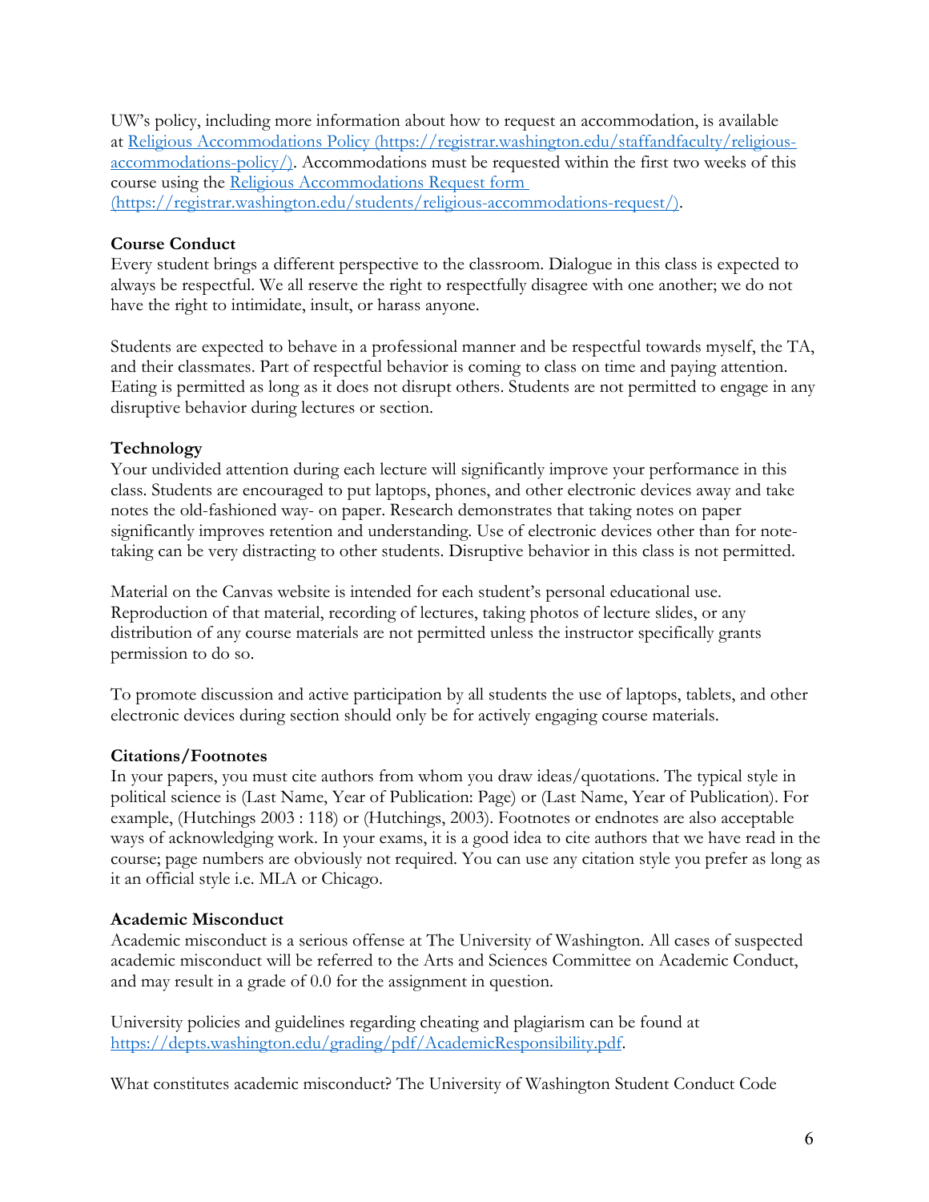UW's policy, including more information about how to request an accommodation, is available at [Religious Accommodations Policy (https://registrar.washington.edu/staffandfaculty/religious-accommodations-policy/)](https://registrar.washington.edu/staffandfaculty/religious-accommodations-policy/). Accommodations must be requested within the first two weeks of this course using the [Religious Accommodations Request form (https://registrar.washington.edu/students/religious-accommodations-request/)](https://registrar.washington.edu/students/religious-accommodations-request/).

**Course Conduct**
Every student brings a different perspective to the classroom. Dialogue in this class is expected to always be respectful. We all reserve the right to respectfully disagree with one another; we do not have the right to intimidate, insult, or harass anyone.

Students are expected to behave in a professional manner and be respectful towards myself, the TA, and their classmates. Part of respectful behavior is coming to class on time and paying attention. Eating is permitted as long as it does not disrupt others. Students are not permitted to engage in any disruptive behavior during lectures or section.

**Technology**
Your undivided attention during each lecture will significantly improve your performance in this class. Students are encouraged to put laptops, phones, and other electronic devices away and take notes the old-fashioned way- on paper. Research demonstrates that taking notes on paper significantly improves retention and understanding. Use of electronic devices other than for note-taking can be very distracting to other students. Disruptive behavior in this class is not permitted.

Material on the Canvas website is intended for each student's personal educational use. Reproduction of that material, recording of lectures, taking photos of lecture slides, or any distribution of any course materials are not permitted unless the instructor specifically grants permission to do so.

To promote discussion and active participation by all students the use of laptops, tablets, and other electronic devices during section should only be for actively engaging course materials.

**Citations/Footnotes**
In your papers, you must cite authors from whom you draw ideas/quotations. The typical style in political science is (Last Name, Year of Publication: Page) or (Last Name, Year of Publication). For example, (Hutchings 2003 : 118) or (Hutchings, 2003). Footnotes or endnotes are also acceptable ways of acknowledging work. In your exams, it is a good idea to cite authors that we have read in the course; page numbers are obviously not required. You can use any citation style you prefer as long as it an official style i.e. MLA or Chicago.

**Academic Misconduct**
Academic misconduct is a serious offense at The University of Washington. All cases of suspected academic misconduct will be referred to the Arts and Sciences Committee on Academic Conduct, and may result in a grade of 0.0 for the assignment in question.

University policies and guidelines regarding cheating and plagiarism can be found at [https://depts.washington.edu/grading/pdf/AcademicResponsibility.pdf](https://depts.washington.edu/grading/pdf/AcademicResponsibility.pdf).

What constitutes academic misconduct? The University of Washington Student Conduct Code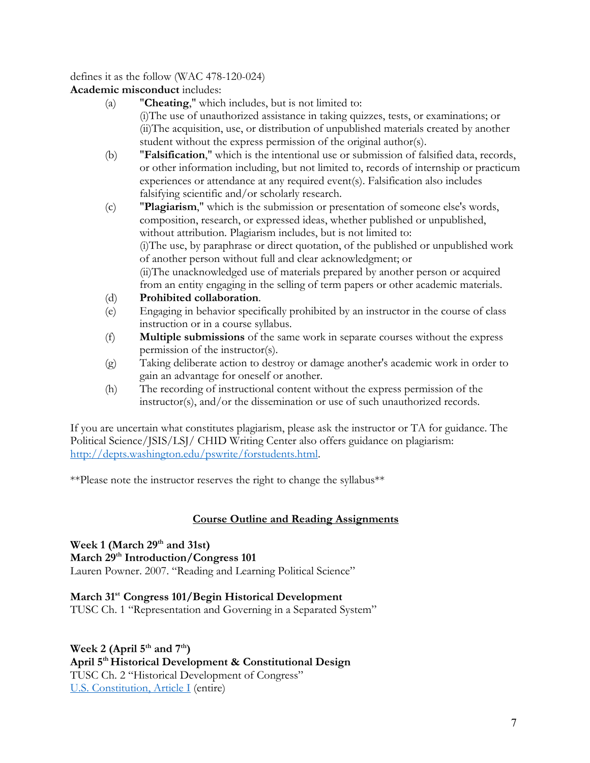defines it as the follow (WAC 478-120-024)

**Academic misconduct** includes:

(a) "**Cheating**," which includes, but is not limited to:
(i)The use of unauthorized assistance in taking quizzes, tests, or examinations; or
(ii)The acquisition, use, or distribution of unpublished materials created by another student without the express permission of the original author(s).

(b) "**Falsification**," which is the intentional use or submission of falsified data, records, or other information including, but not limited to, records of internship or practicum experiences or attendance at any required event(s). Falsification also includes falsifying scientific and/or scholarly research.

(c) "**Plagiarism**," which is the submission or presentation of someone else's words, composition, research, or expressed ideas, whether published or unpublished, without attribution. Plagiarism includes, but is not limited to:
(i)The use, by paraphrase or direct quotation, of the published or unpublished work of another person without full and clear acknowledgment; or
(ii)The unacknowledged use of materials prepared by another person or acquired from an entity engaging in the selling of term papers or other academic materials.

(d) **Prohibited collaboration**.

(e) Engaging in behavior specifically prohibited by an instructor in the course of class instruction or in a course syllabus.

(f) **Multiple submissions** of the same work in separate courses without the express permission of the instructor(s).

(g) Taking deliberate action to destroy or damage another's academic work in order to gain an advantage for oneself or another.

(h) The recording of instructional content without the express permission of the instructor(s), and/or the dissemination or use of such unauthorized records.

If you are uncertain what constitutes plagiarism, please ask the instructor or TA for guidance. The Political Science/JSIS/LSJ/ CHID Writing Center also offers guidance on plagiarism: [http://depts.washington.edu/pswrite/forstudents.html](http://depts.washington.edu/pswrite/forstudents.html).

**Please note the instructor reserves the right to change the syllabus**

## Course Outline and Reading Assignments

**Week 1 (March 29th and 31st)**

**March 29th Introduction/Congress 101**

Lauren Powner. 2007. "Reading and Learning Political Science"

**March 31st Congress 101/Begin Historical Development**

TUSC Ch. 1 "Representation and Governing in a Separated System"

**Week 2 (April 5th and 7th)**

**April 5th Historical Development & Constitutional Design**

TUSC Ch. 2 "Historical Development of Congress"

U.S. Constitution, Article I (entire)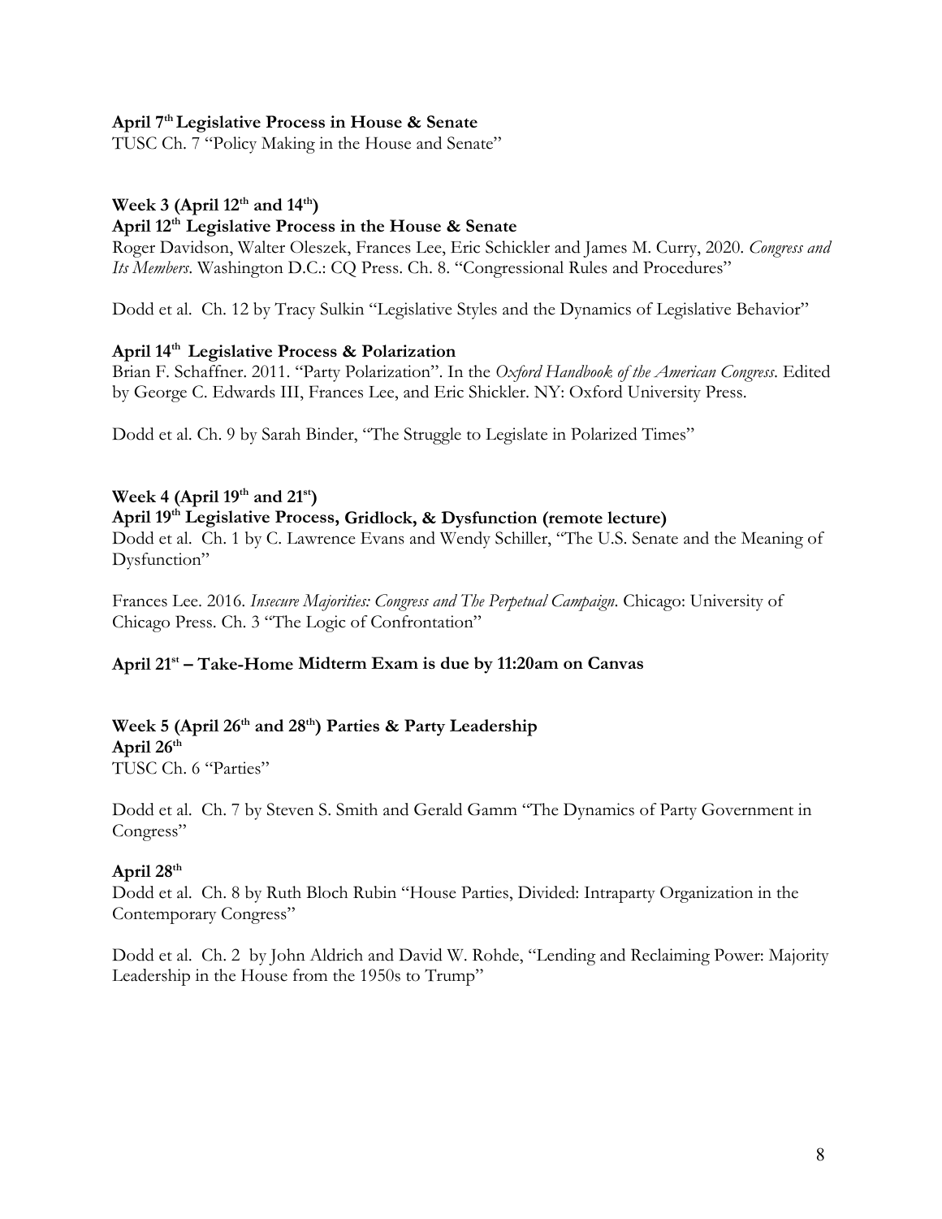**April 7th Legislative Process in House & Senate**
TUSC Ch. 7 "Policy Making in the House and Senate"

**Week 3 (April 12th and 14th)**
**April 12th Legislative Process in the House & Senate**
Roger Davidson, Walter Oleszek, Frances Lee, Eric Schickler and James M. Curry, 2020. *Congress and Its Members*. Washington D.C.: CQ Press. Ch. 8. "Congressional Rules and Procedures"

Dodd et al. Ch. 12 by Tracy Sulkin "Legislative Styles and the Dynamics of Legislative Behavior"

**April 14th Legislative Process & Polarization**
Brian F. Schaffner. 2011. "Party Polarization". In the *Oxford Handbook of the American Congress*. Edited by George C. Edwards III, Frances Lee, and Eric Shickler. NY: Oxford University Press.

Dodd et al. Ch. 9 by Sarah Binder, "The Struggle to Legislate in Polarized Times"

**Week 4 (April 19th and 21st)**
**April 19th Legislative Process, Gridlock, & Dysfunction (remote lecture)**
Dodd et al. Ch. 1 by C. Lawrence Evans and Wendy Schiller, "The U.S. Senate and the Meaning of Dysfunction"

Frances Lee. 2016. *Insecure Majorities: Congress and The Perpetual Campaign*. Chicago: University of Chicago Press. Ch. 3 "The Logic of Confrontation"

**April 21st – Take-Home Midterm Exam is due by 11:20am on Canvas**

**Week 5 (April 26th and 28th) Parties & Party Leadership**
**April 26th**
TUSC Ch. 6 "Parties"

Dodd et al. Ch. 7 by Steven S. Smith and Gerald Gamm "The Dynamics of Party Government in Congress"

**April 28th**
Dodd et al. Ch. 8 by Ruth Bloch Rubin "House Parties, Divided: Intraparty Organization in the Contemporary Congress"

Dodd et al. Ch. 2 by John Aldrich and David W. Rohde, "Lending and Reclaiming Power: Majority Leadership in the House from the 1950s to Trump"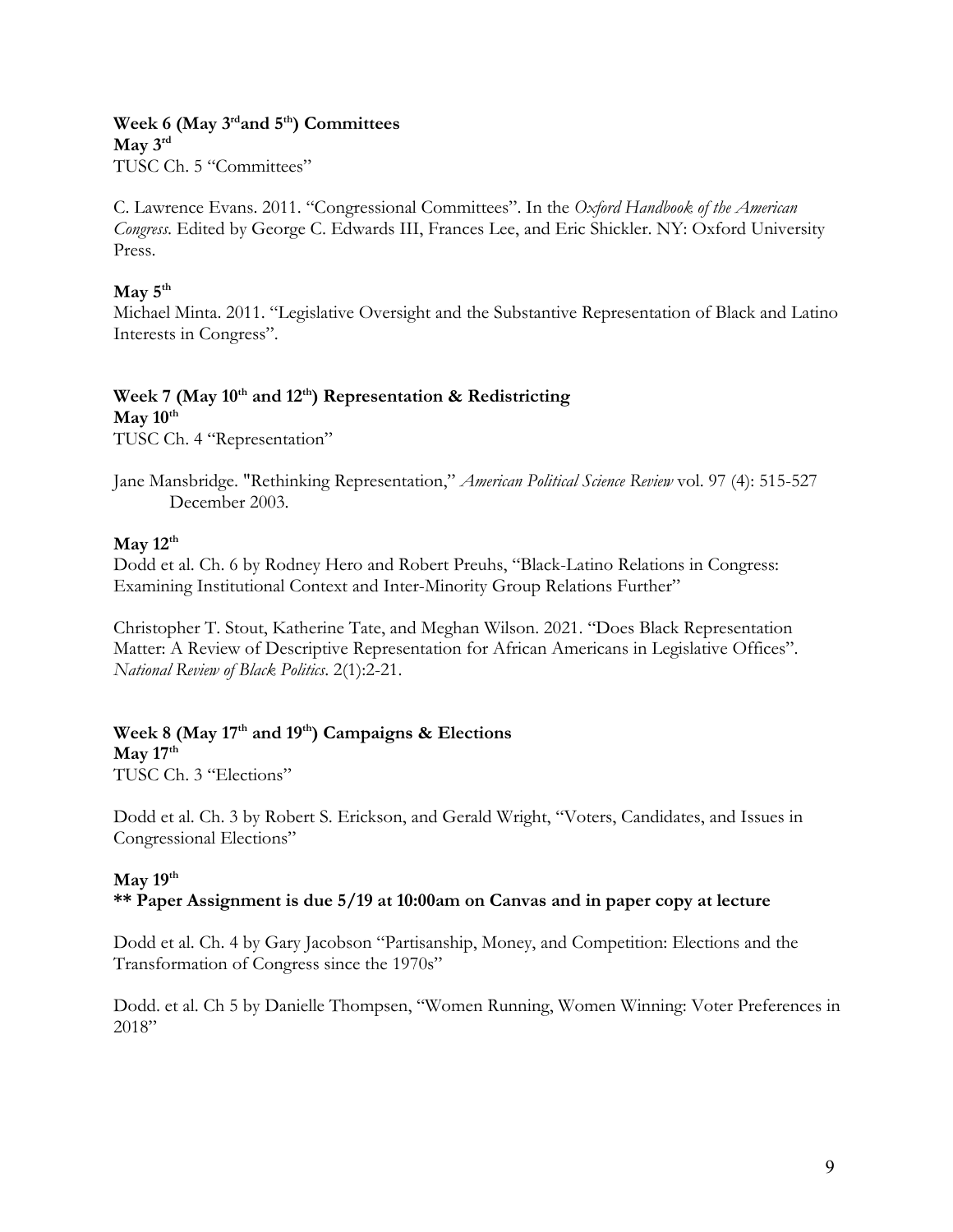**Week 6 (May 3rd and 5th) Committees**

**May 3rd**

TUSC Ch. 5 "Committees"

C. Lawrence Evans. 2011. "Congressional Committees". In the *Oxford Handbook of the American Congress*. Edited by George C. Edwards III, Frances Lee, and Eric Shickler. NY: Oxford University Press.

**May 5th**

Michael Minta. 2011. "Legislative Oversight and the Substantive Representation of Black and Latino Interests in Congress".

**Week 7 (May 10th and 12th) Representation & Redistricting**

**May 10th**

TUSC Ch. 4 "Representation"

Jane Mansbridge. "Rethinking Representation," *American Political Science Review* vol. 97 (4): 515-527 December 2003.

**May 12th**

Dodd et al. Ch. 6 by Rodney Hero and Robert Preuhs, "Black-Latino Relations in Congress: Examining Institutional Context and Inter-Minority Group Relations Further"

Christopher T. Stout, Katherine Tate, and Meghan Wilson. 2021. "Does Black Representation Matter: A Review of Descriptive Representation for African Americans in Legislative Offices". *National Review of Black Politics*. 2(1):2-21.

**Week 8 (May 17th and 19th) Campaigns & Elections**

**May 17th**

TUSC Ch. 3 "Elections"

Dodd et al. Ch. 3 by Robert S. Erickson, and Gerald Wright, "Voters, Candidates, and Issues in Congressional Elections"

**May 19th**

**** Paper Assignment is due 5/19 at 10:00am on Canvas and in paper copy at lecture**

Dodd et al. Ch. 4 by Gary Jacobson "Partisanship, Money, and Competition: Elections and the Transformation of Congress since the 1970s"

Dodd. et al. Ch 5 by Danielle Thompsen, "Women Running, Women Winning: Voter Preferences in 2018"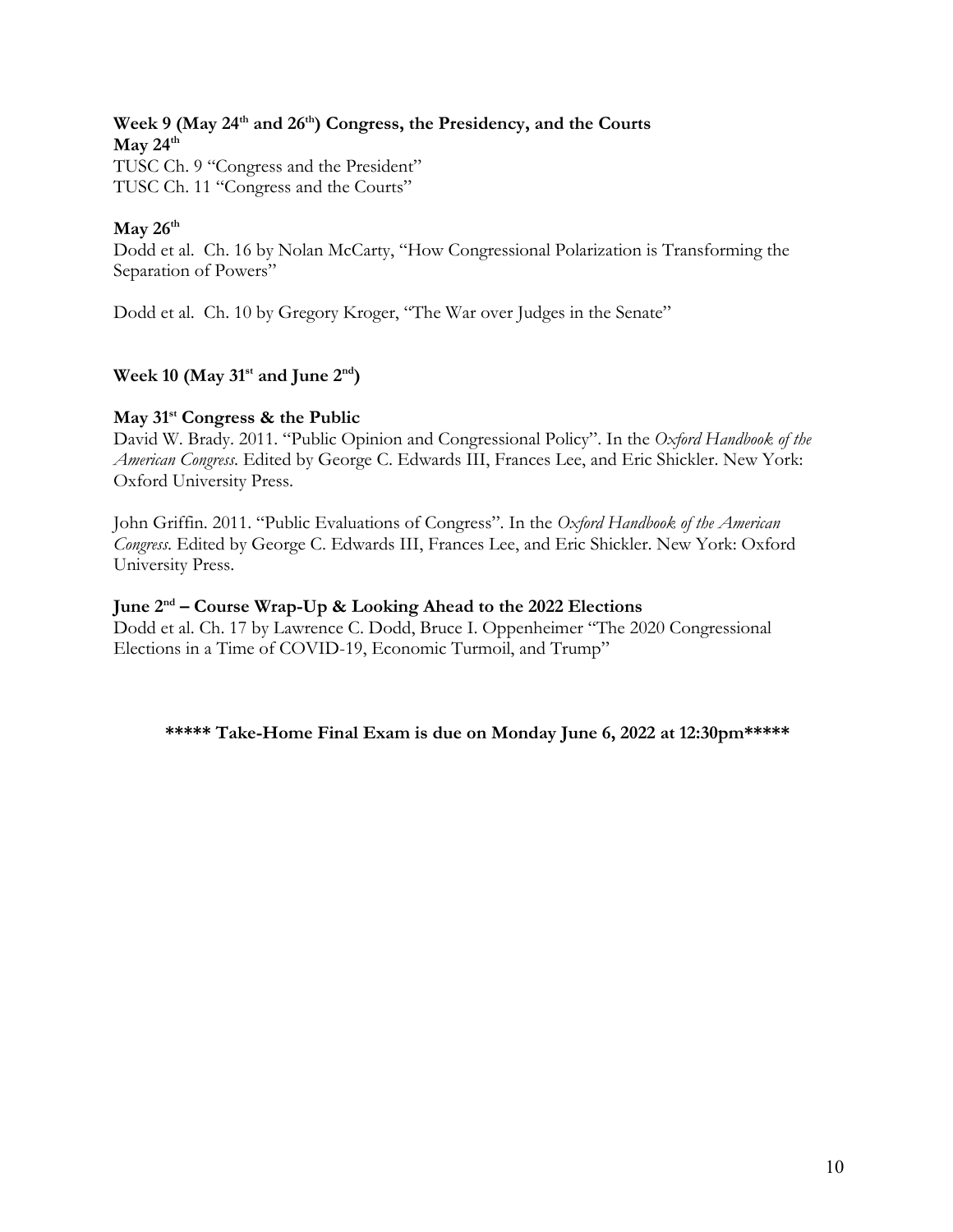**Week 9 (May 24th and 26th) Congress, the Presidency, and the Courts**

**May 24th**

TUSC Ch. 9 "Congress and the President"
TUSC Ch. 11 "Congress and the Courts"

**May 26th**

Dodd et al. Ch. 16 by Nolan McCarty, "How Congressional Polarization is Transforming the Separation of Powers"

Dodd et al. Ch. 10 by Gregory Kroger, "The War over Judges in the Senate"

**Week 10 (May 31st and June 2nd)**

**May 31st Congress & the Public**

David W. Brady. 2011. "Public Opinion and Congressional Policy". In the *Oxford Handbook of the American Congress*. Edited by George C. Edwards III, Frances Lee, and Eric Shickler. New York: Oxford University Press.

John Griffin. 2011. "Public Evaluations of Congress". In the *Oxford Handbook of the American Congress*. Edited by George C. Edwards III, Frances Lee, and Eric Shickler. New York: Oxford University Press.

**June 2nd – Course Wrap-Up & Looking Ahead to the 2022 Elections**

Dodd et al. Ch. 17 by Lawrence C. Dodd, Bruce I. Oppenheimer "The 2020 Congressional Elections in a Time of COVID-19, Economic Turmoil, and Trump"

**\*\*\*\*\* Take-Home Final Exam is due on Monday June 6, 2022 at 12:30pm\*\*\*\*\***